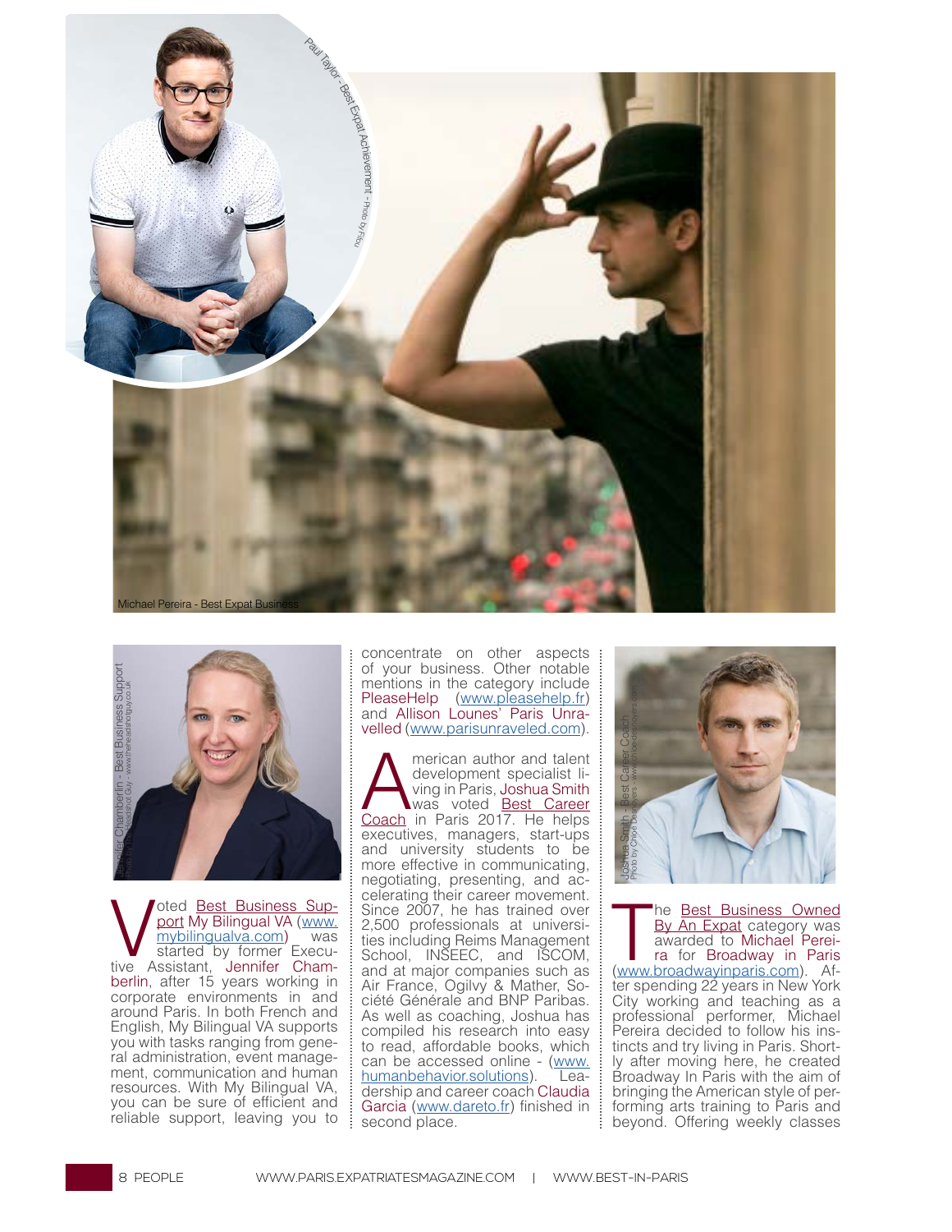Paul Taylor - Best Expat Achievement - Photo by Fifou

Michael Pereira - Best Expat Business

Jennifer Chamberlin - Best Business Support
Photo by The Headshot Guy - www.theheadshotguy.co.uk

Voted Best Business Support My Bilingual VA (www.mybilingualva.com) was started by former Executive Assistant, Jennifer Chamberlin, after 15 years working in corporate environments in and around Paris. In both French and English, My Bilingual VA supports you with tasks ranging from general administration, event management, communication and human resources. With My Bilingual VA, you can be sure of efficient and reliable support, leaving you to concentrate on other aspects of your business. Other notable mentions in the category include PleaseHelp (www.pleasehelp.fr) and Allison Lounes' Paris Unravelled (www.parisunraveled.com).

American author and talent development specialist living in Paris, Joshua Smith was voted Best Career Coach in Paris 2017. He helps executives, managers, start-ups and university students to be more effective in communicating, negotiating, presenting, and accelerating their career movement. Since 2007, he has trained over 2,500 professionals at universities including Reims Management School, INSEEC, and ISCOM, and at major companies such as Air France, Ogilvy & Mather, Société Générale and BNP Paribas. As well as coaching, Joshua has compiled his research into easy to read, affordable books, which can be accessed online - (www.humanbehavior.solutions). Leadership and career coach Claudia Garcia (www.dareto.fr) finished in second place.

Joshua Smith - Best Career Coach
Photo by Chloe Desnoyers - www.chloe-desnoyers.com

The Best Business Owned By An Expat category was awarded to Michael Pereira for Broadway in Paris (www.broadwayinparis.com). After spending 22 years in New York City working and teaching as a professional performer, Michael Pereira decided to follow his instincts and try living in Paris. Shortly after moving here, he created Broadway In Paris with the aim of bringing the American style of performing arts training to Paris and beyond. Offering weekly classes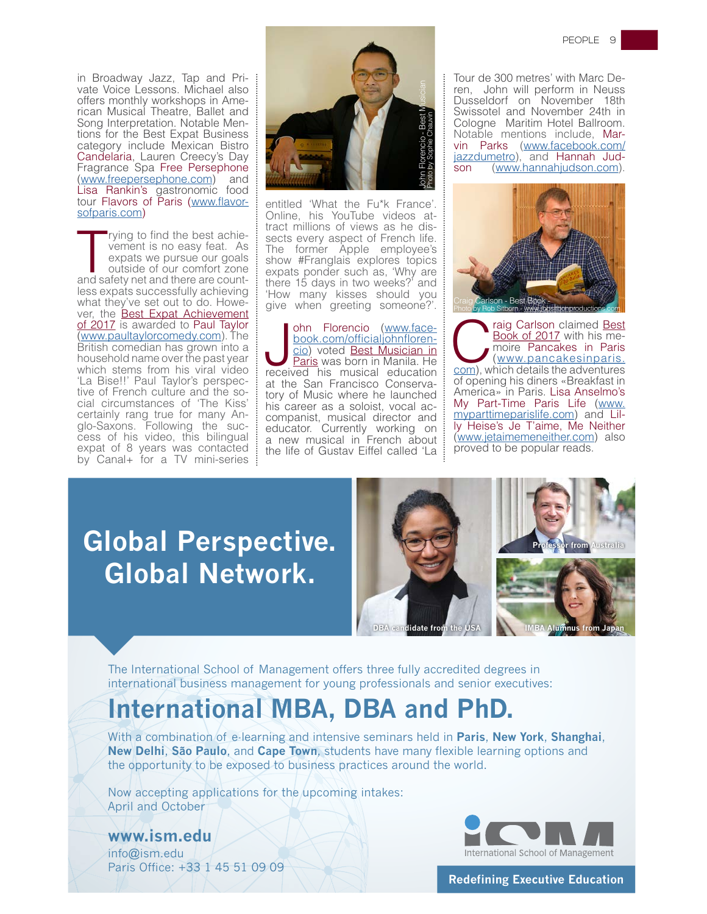in Broadway Jazz, Tap and Private Voice Lessons. Michael also offers monthly workshops in American Musical Theatre, Ballet and Song Interpretation. Notable Mentions for the Best Expat Business category include Mexican Bistro Candelaria, Lauren Creecy's Day Fragrance Spa Free Persephone (www.freepersephone.com) and Lisa Rankin's gastronomic food tour Flavors of Paris (www.flavorsofparis.com)

Trying to find the best achievement is no easy feat. As expats we pursue our goals outside of our comfort zone and safety net and there are countless expats successfully achieving what they've set out to do. However, the Best Expat Achievement of 2017 is awarded to Paul Taylor (www.paultaylorcomedy.com). The British comedian has grown into a household name over the past year which stems from his viral video 'La Bise!!' Paul Taylor's perspective of French culture and the social circumstances of 'The Kiss' certainly rang true for many Anglo-Saxons. Following the success of his video, this bilingual expat of 8 years was contacted by Canal+ for a TV mini-series entitled 'What the Fu*k France'. Online, his YouTube videos attract millions of views as he dissects every aspect of French life. The former Apple employee's show #Franglais explores topics expats ponder such as, 'Why are there 15 days in two weeks?' and 'How many kisses should you give when greeting someone?'.

John Florencio - Best Musician
Photo by Sophie Chauvin

John Florencio (www.facebook.com/officialjohnflorencio) voted Best Musician in Paris was born in Manila. He received his musical education at the San Francisco Conservatory of Music where he launched his career as a soloist, vocal accompanist, musical director and educator. Currently working on a new musical in French about the life of Gustav Eiffel called 'La Tour de 300 metres' with Marc Deren, John will perform in Neuss Dusseldorf on November 18th Swissotel and November 24th in Cologne Maritim Hotel Ballroom. Notable mentions include, Marvin Parks (www.facebook.com/jazzdumetro), and Hannah Judson (www.hannahjudson.com).

Craig Carlson - Best Book -
Photo by Rob Sitborn - www.robsitbornproductions.com

Craig Carlson claimed Best Book of 2017 with his memoire Pancakes in Paris (www.pancakesinparis.com), which details the adventures of opening his diners «Breakfast in America» in Paris. Lisa Anselmo's My Part-Time Paris Life (www.myparttimeparislife.com) and Lilly Heise's Je T'aime, Me Neither (www.jetaimemeneither.com) also proved to be popular reads.

# Global Perspective. Global Network.

DBA candidate from the USA

Professor from Australia

IMBA Alumnus from Japan

The International School of Management offers three fully accredited degrees in international business management for young professionals and senior executives:

## International MBA, DBA and PhD.

With a combination of e-learning and intensive seminars held in **Paris**, **New York**, **Shanghai**, **New Delhi**, **São Paulo**, and **Cape Town**, students have many flexible learning options and the opportunity to be exposed to business practices around the world.

Now accepting applications for the upcoming intakes:
April and October

**www.ism.edu**
info@ism.edu
Paris Office: +33 1 45 51 09 09

International School of Management

**Redefining Executive Education**